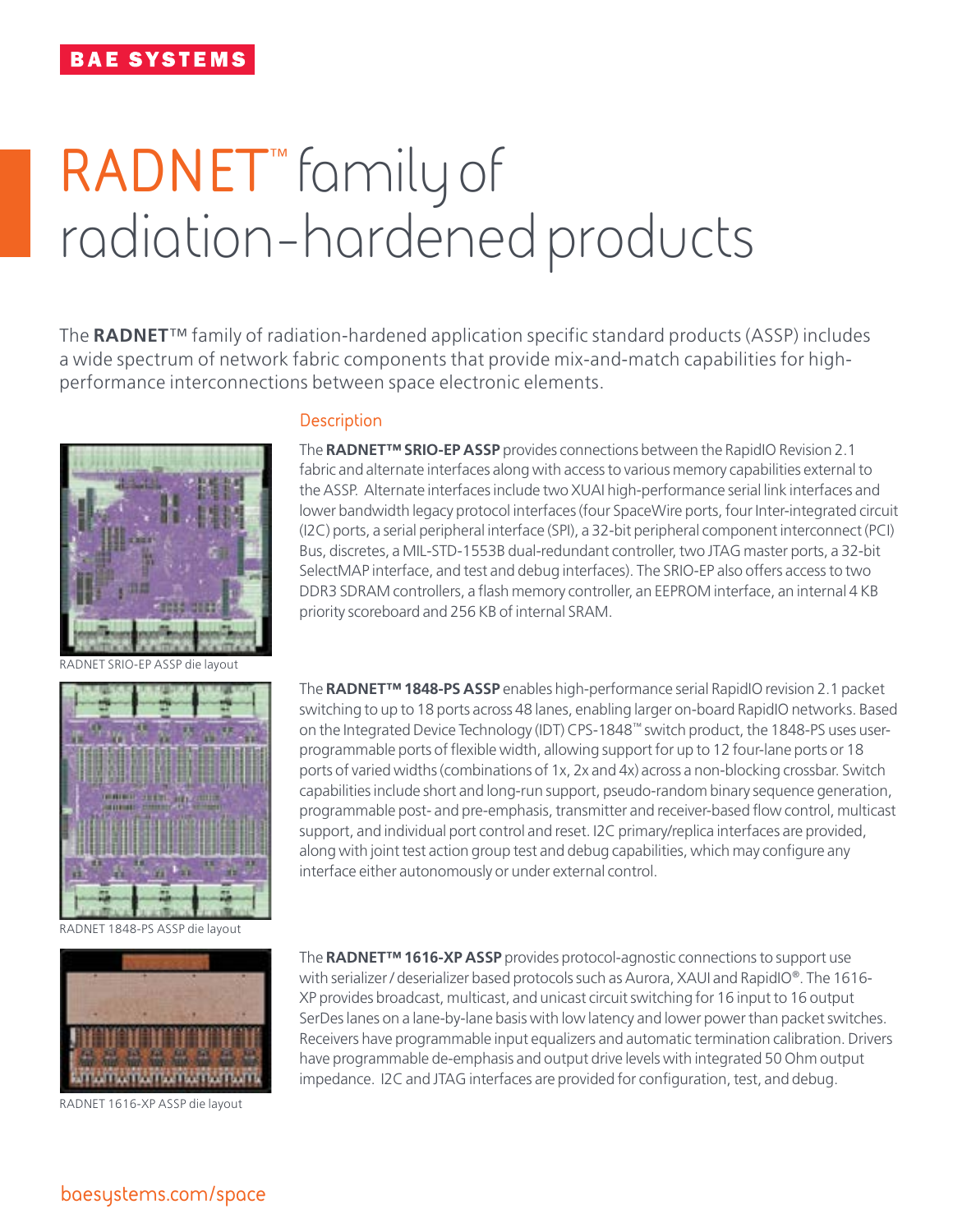BAE SYSTEMS

# RADNET™ family of radiation-hardened products

The **RADNET**™ family of radiation-hardened application specific standard products (ASSP) includes a wide spectrum of network fabric components that provide mix-and-match capabilities for high-performance interconnections between space electronic elements.

## Description

The **RADNET™ SRIO-EP ASSP** provides connections between the RapidIO Revision 2.1 fabric and alternate interfaces along with access to various memory capabilities external to the ASSP. Alternate interfaces include two XUAI high-performance serial link interfaces and lower bandwidth legacy protocol interfaces (four SpaceWire ports, four Inter-integrated circuit (I2C) ports, a serial peripheral interface (SPI), a 32-bit peripheral component interconnect (PCI) Bus, discretes, a MIL-STD-1553B dual-redundant controller, two JTAG master ports, a 32-bit SelectMAP interface, and test and debug interfaces). The SRIO-EP also offers access to two DDR3 SDRAM controllers, a flash memory controller, an EEPROM interface, an internal 4 KB priority scoreboard and 256 KB of internal SRAM.

RADNET SRIO-EP ASSP die layout

The **RADNET™ 1848-PS ASSP** enables high-performance serial RapidIO revision 2.1 packet switching to up to 18 ports across 48 lanes, enabling larger on-board RapidIO networks. Based on the Integrated Device Technology (IDT) CPS-1848™ switch product, the 1848-PS uses user-programmable ports of flexible width, allowing support for up to 12 four-lane ports or 18 ports of varied widths (combinations of 1x, 2x and 4x) across a non-blocking crossbar. Switch capabilities include short and long-run support, pseudo-random binary sequence generation, programmable post- and pre-emphasis, transmitter and receiver-based flow control, multicast support, and individual port control and reset. I2C primary/replica interfaces are provided, along with joint test action group test and debug capabilities, which may configure any interface either autonomously or under external control.

RADNET 1848-PS ASSP die layout

The **RADNET™ 1616-XP ASSP** provides protocol-agnostic connections to support use with serializer / deserializer based protocols such as Aurora, XAUI and RapidIO®. The 1616-XP provides broadcast, multicast, and unicast circuit switching for 16 input to 16 output SerDes lanes on a lane-by-lane basis with low latency and lower power than packet switches. Receivers have programmable input equalizers and automatic termination calibration. Drivers have programmable de-emphasis and output drive levels with integrated 50 Ohm output impedance. I2C and JTAG interfaces are provided for configuration, test, and debug.

RADNET 1616-XP ASSP die layout

baesystems.com/space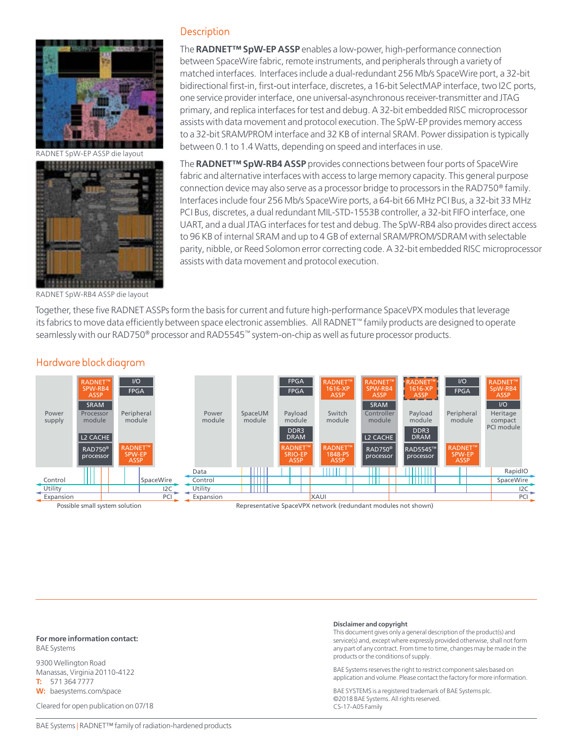RADNET SpW-EP ASSP die layout

RADNET SpW-RB4 ASSP die layout

## Description

The **RADNET™ SpW-EP ASSP** enables a low-power, high-performance connection between SpaceWire fabric, remote instruments, and peripherals through a variety of matched interfaces. Interfaces include a dual-redundant 256 Mb/s SpaceWire port, a 32-bit bidirectional first-in, first-out interface, discretes, a 16-bit SelectMAP interface, two I2C ports, one service provider interface, one universal-asynchronous receiver-transmitter and JTAG primary, and replica interfaces for test and debug. A 32-bit embedded RISC microprocessor assists with data movement and protocol execution. The SpW-EP provides memory access to a 32-bit SRAM/PROM interface and 32 KB of internal SRAM. Power dissipation is typically between 0.1 to 1.4 Watts, depending on speed and interfaces in use.

The **RADNET™ SpW-RB4 ASSP** provides connections between four ports of SpaceWire fabric and alternative interfaces with access to large memory capacity. This general purpose connection device may also serve as a processor bridge to processors in the RAD750® family. Interfaces include four 256 Mb/s SpaceWire ports, a 64-bit 66 MHz PCI Bus, a 32-bit 33 MHz PCI Bus, discretes, a dual redundant MIL-STD-1553B controller, a 32-bit FIFO interface, one UART, and a dual JTAG interfaces for test and debug. The SpW-RB4 also provides direct access to 96 KB of internal SRAM and up to 4 GB of external SRAM/PROM/SDRAM with selectable parity, nibble, or Reed Solomon error correcting code. A 32-bit embedded RISC microprocessor assists with data movement and protocol execution.

Together, these five RADNET ASSPs form the basis for current and future high-performance SpaceVPX modules that leverage its fabrics to move data efficiently between space electronic assemblies. All RADNET™ family products are designed to operate seamlessly with our RAD750® processor and RAD5545™ system-on-chip as well as future processor products.

## Hardware block diagram

Power supply

Processor module: RADNET™ SPW-RB4 ASSP, SRAM, L2 CACHE, RAD750® processor

Peripheral module: I/O, FPGA, RADNET™ SPW-EP ASSP

Control, Utility, Expansion, SpaceWire, I2C, PCI

Possible small system solution

Power module

SpaceUM module

Payload module: FPGA, FPGA, DDR3 DRAM, RADNET™ SRIO-EP ASSP

Switch module: RADNET™ 1616-XP ASSP, RADNET™ 1848-PS ASSP

Controller module: RADNET™ SPW-RB4 ASSP, SRAM, L2 CACHE, RAD750® processor

Payload module: RADNET™ 1616-XP ASSP, DDR3 DRAM, RAD5545™ processor

Peripheral module: I/O, FPGA, RADNET™ SPW-EP ASSP

Heritage compact PCI module: RADNET™ SpW-RB4 ASSP, I/O

Data, Control, Utility, Expansion, XAUI, RapidIO, SpaceWire, I2C, PCI

Representative SpaceVPX network (redundant modules not shown)

---

**For more information contact:**
BAE Systems

9300 Wellington Road
Manassas, Virginia 20110-4122
**T:** 571 364 7777
**W:** baesystems.com/space

Cleared for open publication on 07/18

**Disclaimer and copyright**
This document gives only a general description of the product(s) and service(s) and, except where expressly provided otherwise, shall not form any part of any contract. From time to time, changes may be made in the products or the conditions of supply.

BAE Systems reserves the right to restrict component sales based on application and volume. Please contact the factory for more information.

BAE SYSTEMS is a registered trademark of BAE Systems plc.
©2018 BAE Systems. All rights reserved.
CS-17-A05 Family